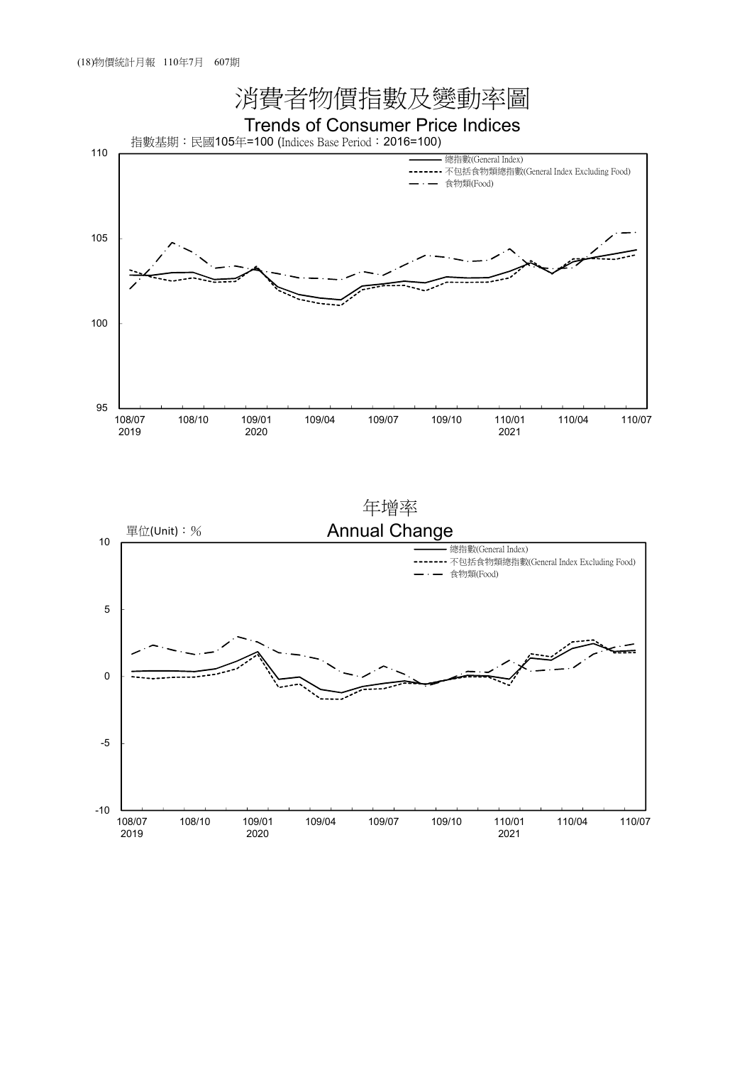# 消費者物價指數及變動率圖

## Trends of Consumer Price Indices

指數基期：民國105年=100 (Indices Base Period：2016=100)

- 總指數(General Index)
- 不包括食物類總指數(General Index Excluding Food)
- 食物類(Food)

110, 105, 100, 95

108/07 2019, 108/10, 109/01 2020, 109/04, 109/07, 109/10, 110/01 2021, 110/04, 110/07

## 年增率

## Annual Change

單位(Unit)：%

- 總指數(General Index)
- 不包括食物類總指數(General Index Excluding Food)
- 食物類(Food)

10, 5, 0, -5, -10

108/07 2019, 108/10, 109/01 2020, 109/04, 109/07, 109/10, 110/01 2021, 110/04, 110/07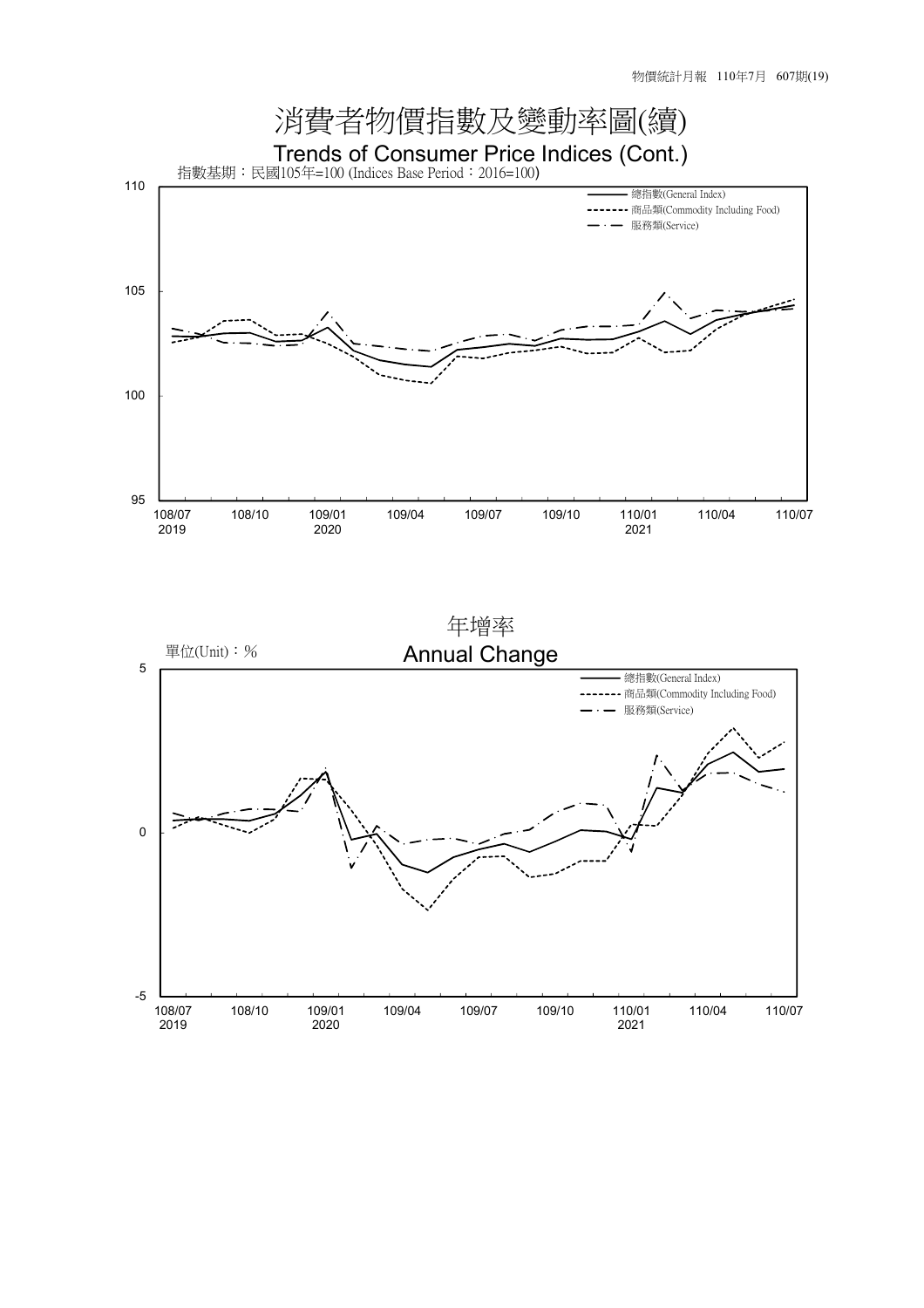# 消費者物價指數及變動率圖(續)

## Trends of Consumer Price Indices (Cont.)

指數基期：民國105年=100 (Indices Base Period：2016=100)

- 總指數(General Index)
- 商品類(Commodity Including Food)
- 服務類(Service)

## 年增率

## Annual Change

單位(Unit)：%

- 總指數(General Index)
- 商品類(Commodity Including Food)
- 服務類(Service)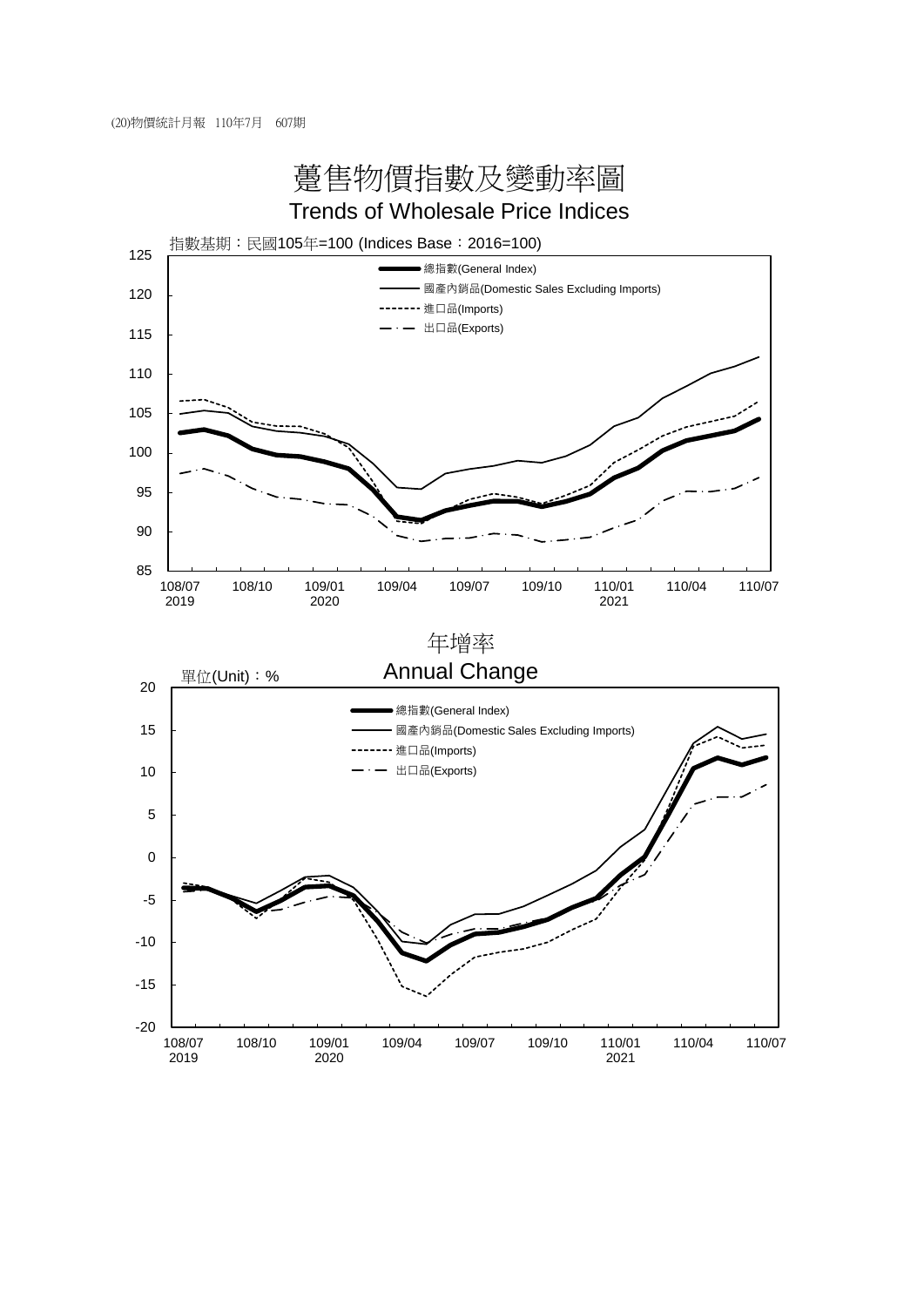# 躉售物價指數及變動率圖

## Trends of Wholesale Price Indices

指數基期：民國105年=100 (Indices Base：2016=100)

總指數(General Index)
國產內銷品(Domestic Sales Excluding Imports)
進口品(Imports)
出口品(Exports)

125
120
115
110
105
100
95
90
85

108/07 2019
108/10
109/01 2020
109/04
109/07
109/10
110/01 2021
110/04
110/07

## 年增率

## Annual Change

單位(Unit)：%

總指數(General Index)
國產內銷品(Domestic Sales Excluding Imports)
進口品(Imports)
出口品(Exports)

20
15
10
5
0
-5
-10
-15
-20

108/07 2019
108/10
109/01 2020
109/04
109/07
109/10
110/01 2021
110/04
110/07